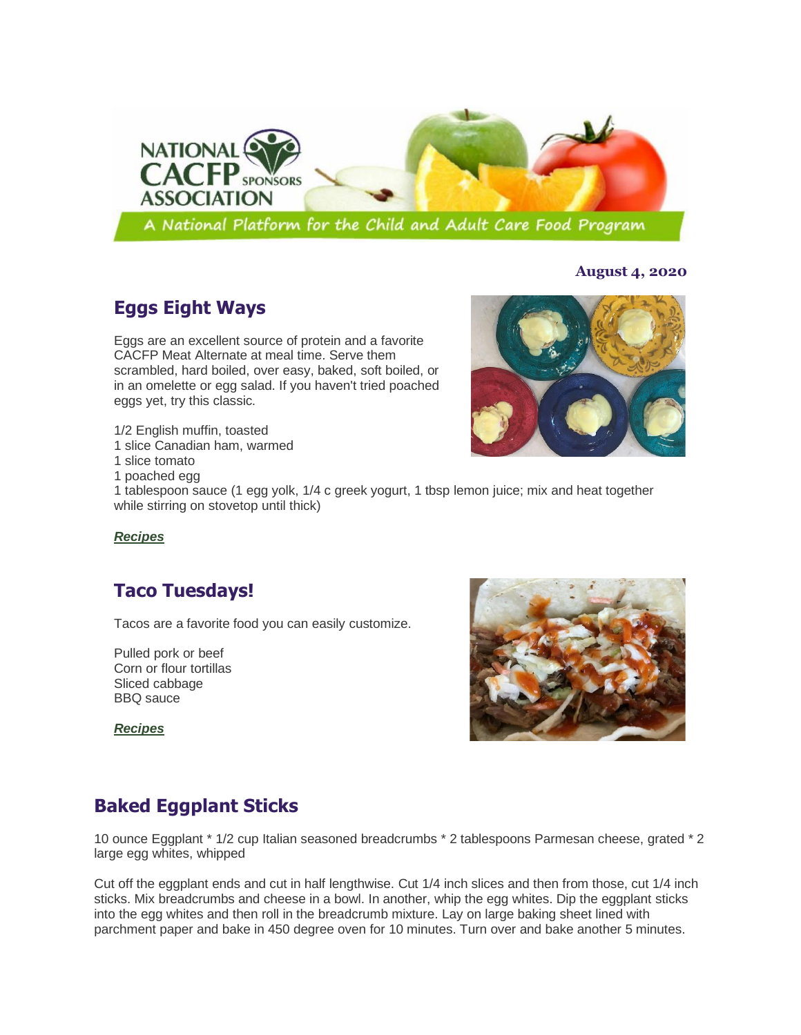**August 4, 2020**

## Eggs Eight Ways

Eggs are an excellent source of protein and a favorite CACFP Meat Alternate at meal time. Serve them scrambled, hard boiled, over easy, baked, soft boiled, or in an omelette or egg salad. If you haven't tried poached eggs yet, try this classic.

1/2 English muffin, toasted
1 slice Canadian ham, warmed
1 slice tomato
1 poached egg
1 tablespoon sauce (1 egg yolk, 1/4 c greek yogurt, 1 tbsp lemon juice; mix and heat together while stirring on stovetop until thick)

***Recipes***

## Taco Tuesdays!

Tacos are a favorite food you can easily customize.

Pulled pork or beef
Corn or flour tortillas
Sliced cabbage
BBQ sauce

***Recipes***

## Baked Eggplant Sticks

10 ounce Eggplant * 1/2 cup Italian seasoned breadcrumbs * 2 tablespoons Parmesan cheese, grated * 2 large egg whites, whipped

Cut off the eggplant ends and cut in half lengthwise. Cut 1/4 inch slices and then from those, cut 1/4 inch sticks. Mix breadcrumbs and cheese in a bowl. In another, whip the egg whites. Dip the eggplant sticks into the egg whites and then roll in the breadcrumb mixture. Lay on large baking sheet lined with parchment paper and bake in 450 degree oven for 10 minutes. Turn over and bake another 5 minutes.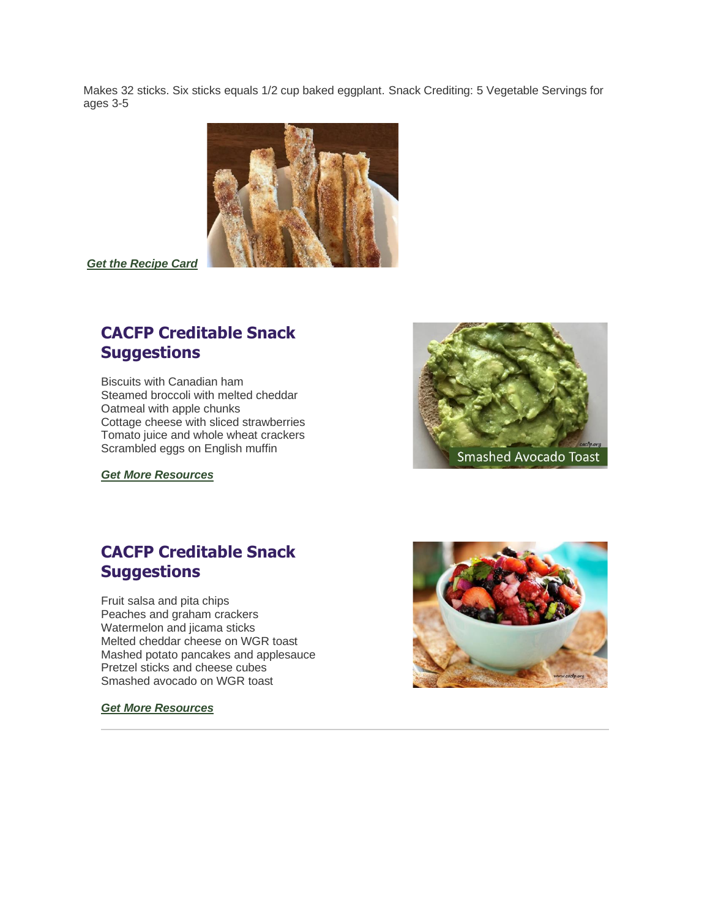Makes 32 sticks. Six sticks equals 1/2 cup baked eggplant. Snack Crediting: 5 Vegetable Servings for ages 3-5

***Get the Recipe Card***

## CACFP Creditable Snack Suggestions

Biscuits with Canadian ham
Steamed broccoli with melted cheddar
Oatmeal with apple chunks
Cottage cheese with sliced strawberries
Tomato juice and whole wheat crackers
Scrambled eggs on English muffin

***Get More Resources***

Smashed Avocado Toast

## CACFP Creditable Snack Suggestions

Fruit salsa and pita chips
Peaches and graham crackers
Watermelon and jicama sticks
Melted cheddar cheese on WGR toast
Mashed potato pancakes and applesauce
Pretzel sticks and cheese cubes
Smashed avocado on WGR toast

***Get More Resources***

---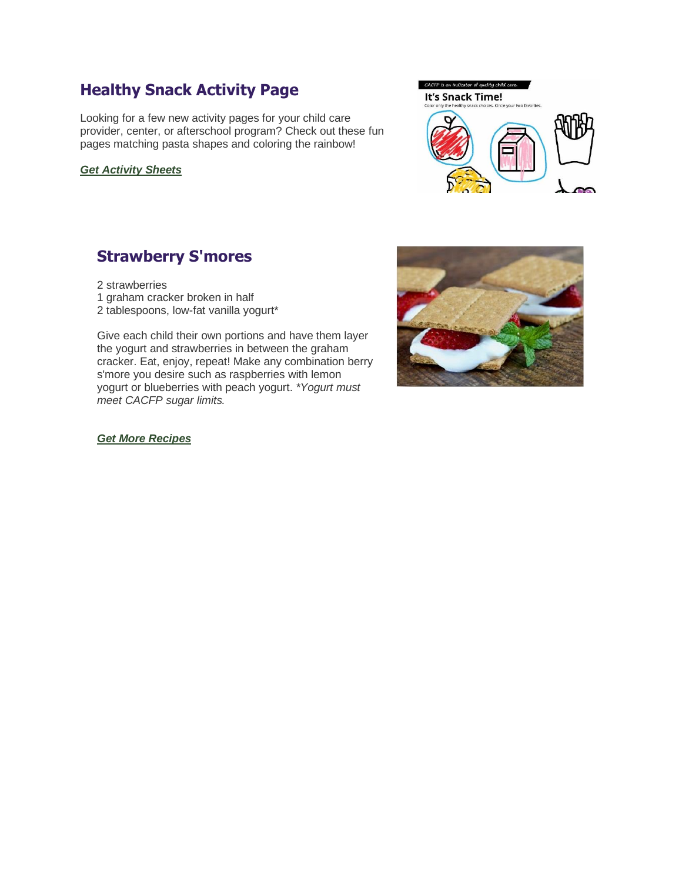## Healthy Snack Activity Page

Looking for a few new activity pages for your child care provider, center, or afterschool program? Check out these fun pages matching pasta shapes and coloring the rainbow!

***Get Activity Sheets***

## Strawberry S'mores

2 strawberries
1 graham cracker broken in half
2 tablespoons, low-fat vanilla yogurt*

Give each child their own portions and have them layer the yogurt and strawberries in between the graham cracker. Eat, enjoy, repeat! Make any combination berry s'more you desire such as raspberries with lemon yogurt or blueberries with peach yogurt. **Yogurt must meet CACFP sugar limits.*

***Get More Recipes***